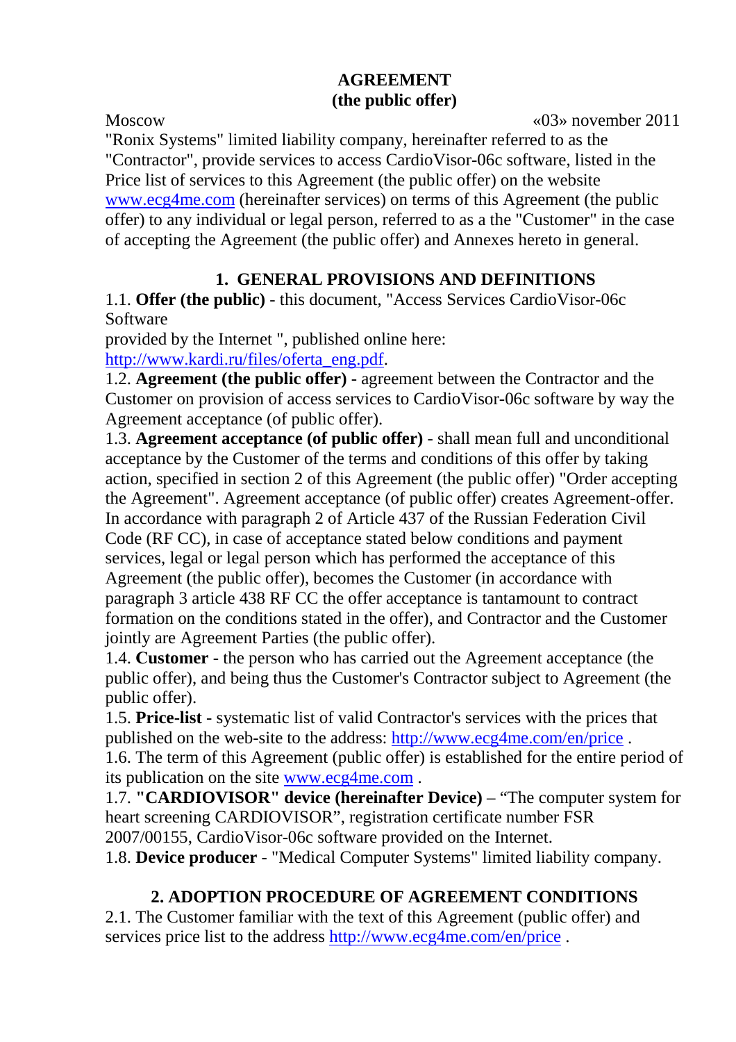# AGREEMENT
## (the public offer)

Moscow «03» november 2011

"Ronix Systems" limited liability company, hereinafter referred to as the "Contractor", provide services to access CardioVisor-06c software, listed in the Price list of services to this Agreement (the public offer) on the website www.ecg4me.com (hereinafter services) on terms of this Agreement (the public offer) to any individual or legal person, referred to as a the "Customer" in the case of accepting the Agreement (the public offer) and Annexes hereto in general.

## 1. GENERAL PROVISIONS AND DEFINITIONS

1.1. **Offer (the public)** - this document, "Access Services CardioVisor-06c Software provided by the Internet ", published online here: http://www.kardi.ru/files/oferta_eng.pdf.

1.2. **Agreement (the public offer)** - agreement between the Contractor and the Customer on provision of access services to CardioVisor-06c software by way the Agreement acceptance (of public offer).

1.3. **Agreement acceptance (of public offer)** - shall mean full and unconditional acceptance by the Customer of the terms and conditions of this offer by taking action, specified in section 2 of this Agreement (the public offer) "Order accepting the Agreement". Agreement acceptance (of public offer) creates Agreement-offer. In accordance with paragraph 2 of Article 437 of the Russian Federation Civil Code (RF CC), in case of acceptance stated below conditions and payment services, legal or legal person which has performed the acceptance of this Agreement (the public offer), becomes the Customer (in accordance with paragraph 3 article 438 RF CC the offer acceptance is tantamount to contract formation on the conditions stated in the offer), and Contractor and the Customer jointly are Agreement Parties (the public offer).

1.4. **Customer** - the person who has carried out the Agreement acceptance (the public offer), and being thus the Customer's Contractor subject to Agreement (the public offer).

1.5. **Price-list** - systematic list of valid Contractor's services with the prices that published on the web-site to the address: http://www.ecg4me.com/en/price .

1.6. The term of this Agreement (public offer) is established for the entire period of its publication on the site www.ecg4me.com .

1.7. **"CARDIOVISOR" device (hereinafter Device)** – "The computer system for heart screening CARDIOVISOR", registration certificate number FSR 2007/00155, CardioVisor-06c software provided on the Internet.

1.8. **Device producer** - "Medical Computer Systems" limited liability company.

## 2. ADOPTION PROCEDURE OF AGREEMENT CONDITIONS

2.1. The Customer familiar with the text of this Agreement (public offer) and services price list to the address http://www.ecg4me.com/en/price .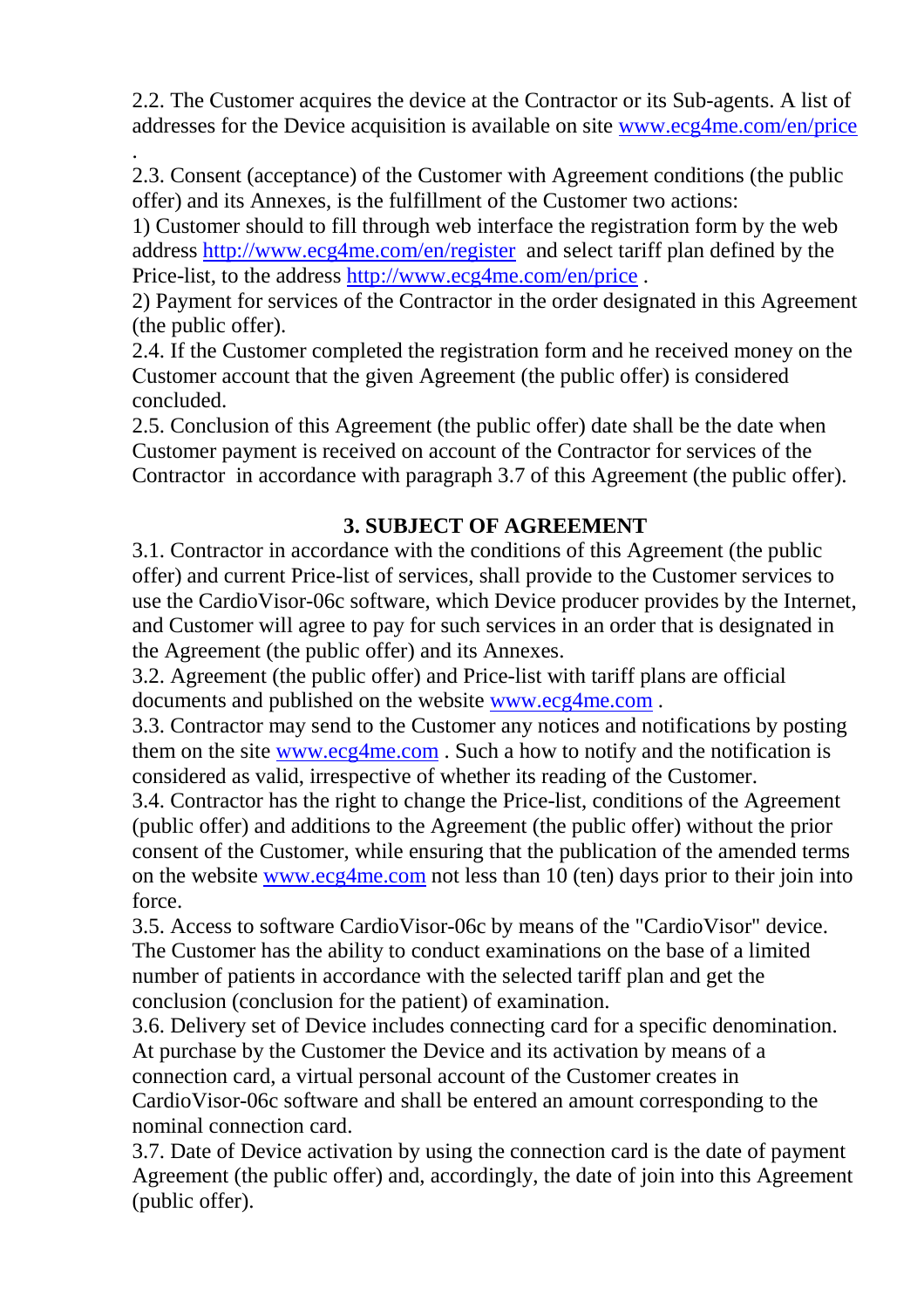2.2. The Customer acquires the device at the Contractor or its Sub-agents. A list of addresses for the Device acquisition is available on site www.ecg4me.com/en/price .

2.3. Consent (acceptance) of the Customer with Agreement conditions (the public offer) and its Annexes, is the fulfillment of the Customer two actions:

1) Customer should to fill through web interface the registration form by the web address http://www.ecg4me.com/en/register and select tariff plan defined by the Price-list, to the address http://www.ecg4me.com/en/price .

2) Payment for services of the Contractor in the order designated in this Agreement (the public offer).

2.4. If the Customer completed the registration form and he received money on the Customer account that the given Agreement (the public offer) is considered concluded.

2.5. Conclusion of this Agreement (the public offer) date shall be the date when Customer payment is received on account of the Contractor for services of the Contractor in accordance with paragraph 3.7 of this Agreement (the public offer).

## 3. SUBJECT OF AGREEMENT

3.1. Contractor in accordance with the conditions of this Agreement (the public offer) and current Price-list of services, shall provide to the Customer services to use the CardioVisor-06c software, which Device producer provides by the Internet, and Customer will agree to pay for such services in an order that is designated in the Agreement (the public offer) and its Annexes.

3.2. Agreement (the public offer) and Price-list with tariff plans are official documents and published on the website www.ecg4me.com .

3.3. Contractor may send to the Customer any notices and notifications by posting them on the site www.ecg4me.com . Such a how to notify and the notification is considered as valid, irrespective of whether its reading of the Customer.

3.4. Contractor has the right to change the Price-list, conditions of the Agreement (public offer) and additions to the Agreement (the public offer) without the prior consent of the Customer, while ensuring that the publication of the amended terms on the website www.ecg4me.com not less than 10 (ten) days prior to their join into force.

3.5. Access to software CardioVisor-06c by means of the "CardioVisor" device. The Customer has the ability to conduct examinations on the base of a limited number of patients in accordance with the selected tariff plan and get the conclusion (conclusion for the patient) of examination.

3.6. Delivery set of Device includes connecting card for a specific denomination. At purchase by the Customer the Device and its activation by means of a connection card, a virtual personal account of the Customer creates in CardioVisor-06c software and shall be entered an amount corresponding to the nominal connection card.

3.7. Date of Device activation by using the connection card is the date of payment Agreement (the public offer) and, accordingly, the date of join into this Agreement (public offer).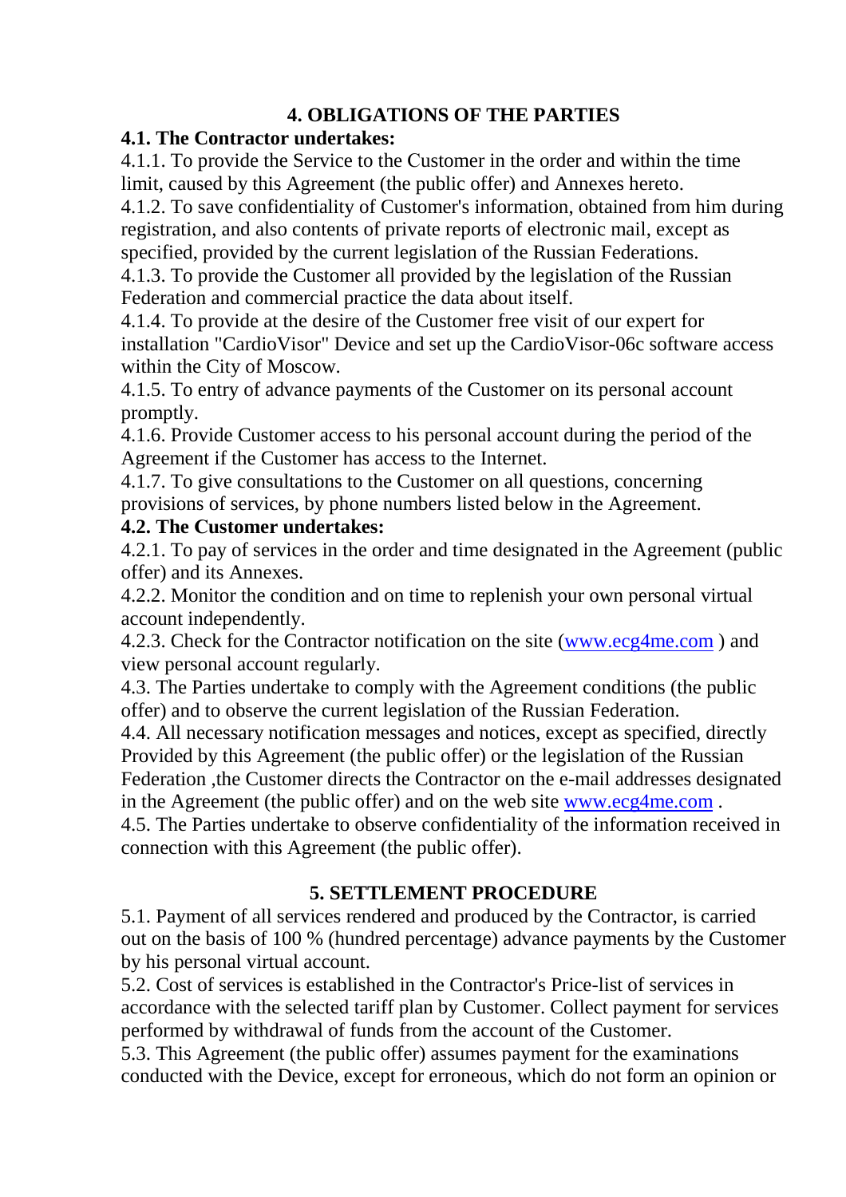## 4. OBLIGATIONS OF THE PARTIES

**4.1. The Contractor undertakes:**

4.1.1. To provide the Service to the Customer in the order and within the time limit, caused by this Agreement (the public offer) and Annexes hereto.

4.1.2. To save confidentiality of Customer's information, obtained from him during registration, and also contents of private reports of electronic mail, except as specified, provided by the current legislation of the Russian Federations.

4.1.3. To provide the Customer all provided by the legislation of the Russian Federation and commercial practice the data about itself.

4.1.4. To provide at the desire of the Customer free visit of our expert for installation "CardioVisor" Device and set up the CardioVisor-06c software access within the City of Moscow.

4.1.5. To entry of advance payments of the Customer on its personal account promptly.

4.1.6. Provide Customer access to his personal account during the period of the Agreement if the Customer has access to the Internet.

4.1.7. To give consultations to the Customer on all questions, concerning provisions of services, by phone numbers listed below in the Agreement.

**4.2. The Customer undertakes:**

4.2.1. To pay of services in the order and time designated in the Agreement (public offer) and its Annexes.

4.2.2. Monitor the condition and on time to replenish your own personal virtual account independently.

4.2.3. Check for the Contractor notification on the site (www.ecg4me.com ) and view personal account regularly.

4.3. The Parties undertake to comply with the Agreement conditions (the public offer) and to observe the current legislation of the Russian Federation.

4.4. All necessary notification messages and notices, except as specified, directly Provided by this Agreement (the public offer) or the legislation of the Russian Federation ,the Customer directs the Contractor on the e-mail addresses designated in the Agreement (the public offer) and on the web site www.ecg4me.com .

4.5. The Parties undertake to observe confidentiality of the information received in connection with this Agreement (the public offer).

## 5. SETTLEMENT PROCEDURE

5.1. Payment of all services rendered and produced by the Contractor, is carried out on the basis of 100 % (hundred percentage) advance payments by the Customer by his personal virtual account.

5.2. Cost of services is established in the Contractor's Price-list of services in accordance with the selected tariff plan by Customer. Collect payment for services performed by withdrawal of funds from the account of the Customer.

5.3. This Agreement (the public offer) assumes payment for the examinations conducted with the Device, except for erroneous, which do not form an opinion or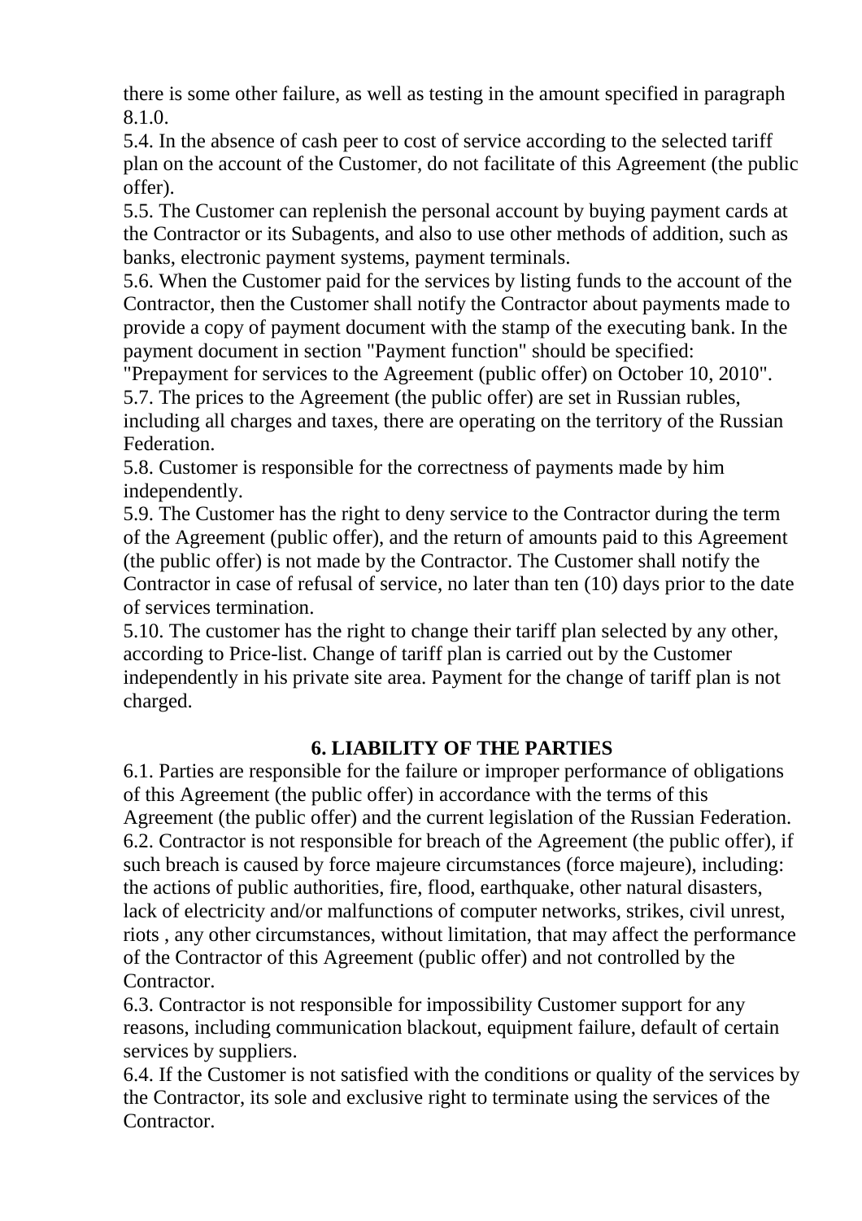there is some other failure, as well as testing in the amount specified in paragraph 8.1.0.

5.4. In the absence of cash peer to cost of service according to the selected tariff plan on the account of the Customer, do not facilitate of this Agreement (the public offer).

5.5. The Customer can replenish the personal account by buying payment cards at the Contractor or its Subagents, and also to use other methods of addition, such as banks, electronic payment systems, payment terminals.

5.6. When the Customer paid for the services by listing funds to the account of the Contractor, then the Customer shall notify the Contractor about payments made to provide a copy of payment document with the stamp of the executing bank. In the payment document in section "Payment function" should be specified: "Prepayment for services to the Agreement (public offer) on October 10, 2010".

5.7. The prices to the Agreement (the public offer) are set in Russian rubles, including all charges and taxes, there are operating on the territory of the Russian Federation.

5.8. Customer is responsible for the correctness of payments made by him independently.

5.9. The Customer has the right to deny service to the Contractor during the term of the Agreement (public offer), and the return of amounts paid to this Agreement (the public offer) is not made by the Contractor. The Customer shall notify the Contractor in case of refusal of service, no later than ten (10) days prior to the date of services termination.

5.10. The customer has the right to change their tariff plan selected by any other, according to Price-list. Change of tariff plan is carried out by the Customer independently in his private site area. Payment for the change of tariff plan is not charged.

## 6. LIABILITY OF THE PARTIES

6.1. Parties are responsible for the failure or improper performance of obligations of this Agreement (the public offer) in accordance with the terms of this Agreement (the public offer) and the current legislation of the Russian Federation.

6.2. Contractor is not responsible for breach of the Agreement (the public offer), if such breach is caused by force majeure circumstances (force majeure), including: the actions of public authorities, fire, flood, earthquake, other natural disasters, lack of electricity and/or malfunctions of computer networks, strikes, civil unrest, riots , any other circumstances, without limitation, that may affect the performance of the Contractor of this Agreement (public offer) and not controlled by the Contractor.

6.3. Contractor is not responsible for impossibility Customer support for any reasons, including communication blackout, equipment failure, default of certain services by suppliers.

6.4. If the Customer is not satisfied with the conditions or quality of the services by the Contractor, its sole and exclusive right to terminate using the services of the Contractor.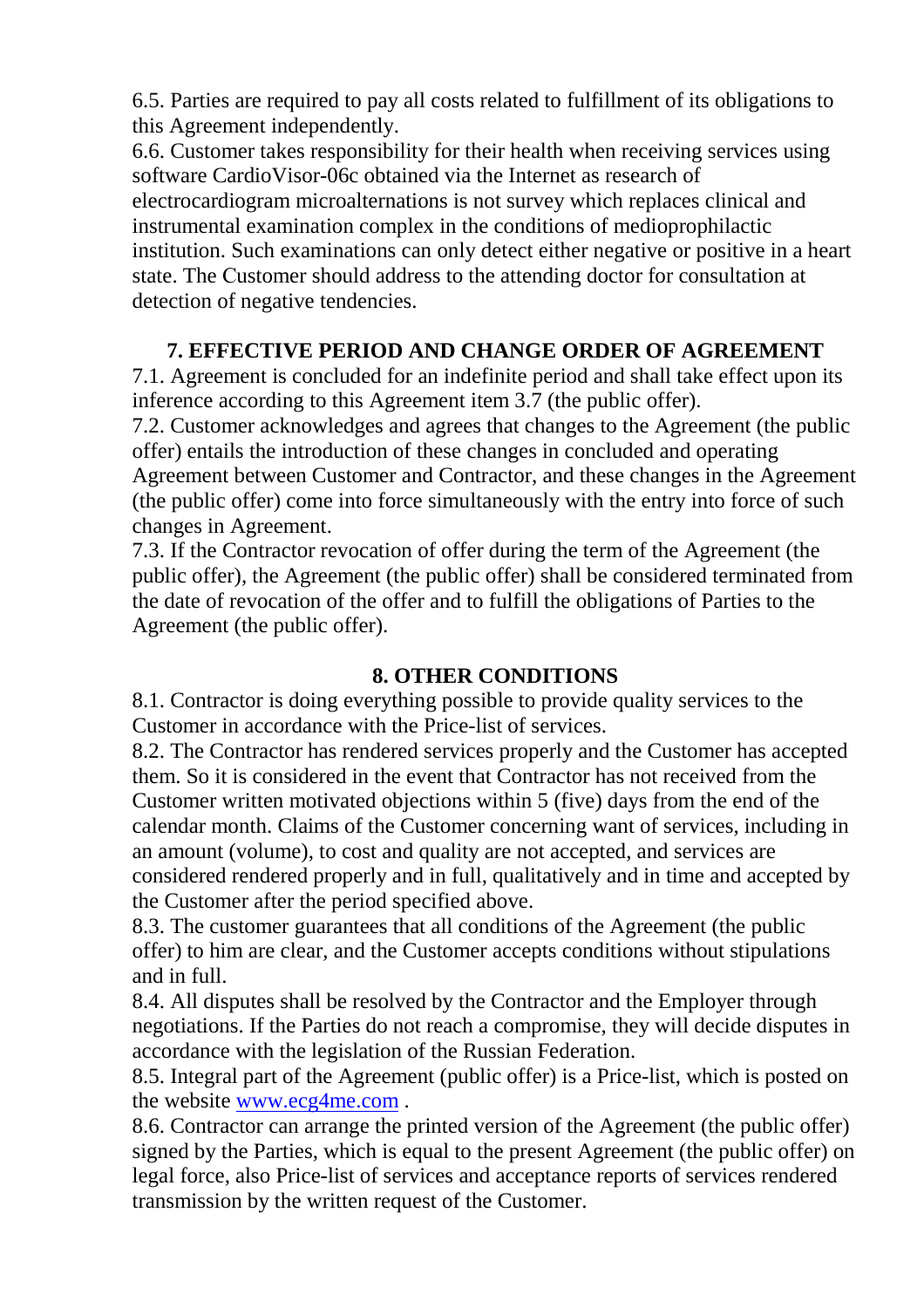6.5. Parties are required to pay all costs related to fulfillment of its obligations to this Agreement independently.

6.6. Customer takes responsibility for their health when receiving services using software CardioVisor-06c obtained via the Internet as research of electrocardiogram microalternations is not survey which replaces clinical and instrumental examination complex in the conditions of medioprophilactic institution. Such examinations can only detect either negative or positive in a heart state. The Customer should address to the attending doctor for consultation at detection of negative tendencies.

## 7. EFFECTIVE PERIOD AND CHANGE ORDER OF AGREEMENT

7.1. Agreement is concluded for an indefinite period and shall take effect upon its inference according to this Agreement item 3.7 (the public offer).

7.2. Customer acknowledges and agrees that changes to the Agreement (the public offer) entails the introduction of these changes in concluded and operating Agreement between Customer and Contractor, and these changes in the Agreement (the public offer) come into force simultaneously with the entry into force of such changes in Agreement.

7.3. If the Contractor revocation of offer during the term of the Agreement (the public offer), the Agreement (the public offer) shall be considered terminated from the date of revocation of the offer and to fulfill the obligations of Parties to the Agreement (the public offer).

## 8. OTHER CONDITIONS

8.1. Contractor is doing everything possible to provide quality services to the Customer in accordance with the Price-list of services.

8.2. The Contractor has rendered services properly and the Customer has accepted them. So it is considered in the event that Contractor has not received from the Customer written motivated objections within 5 (five) days from the end of the calendar month. Claims of the Customer concerning want of services, including in an amount (volume), to cost and quality are not accepted, and services are considered rendered properly and in full, qualitatively and in time and accepted by the Customer after the period specified above.

8.3. The customer guarantees that all conditions of the Agreement (the public offer) to him are clear, and the Customer accepts conditions without stipulations and in full.

8.4. All disputes shall be resolved by the Contractor and the Employer through negotiations. If the Parties do not reach a compromise, they will decide disputes in accordance with the legislation of the Russian Federation.

8.5. Integral part of the Agreement (public offer) is a Price-list, which is posted on the website [www.ecg4me.com](http://www.ecg4me.com) .

8.6. Contractor can arrange the printed version of the Agreement (the public offer) signed by the Parties, which is equal to the present Agreement (the public offer) on legal force, also Price-list of services and acceptance reports of services rendered transmission by the written request of the Customer.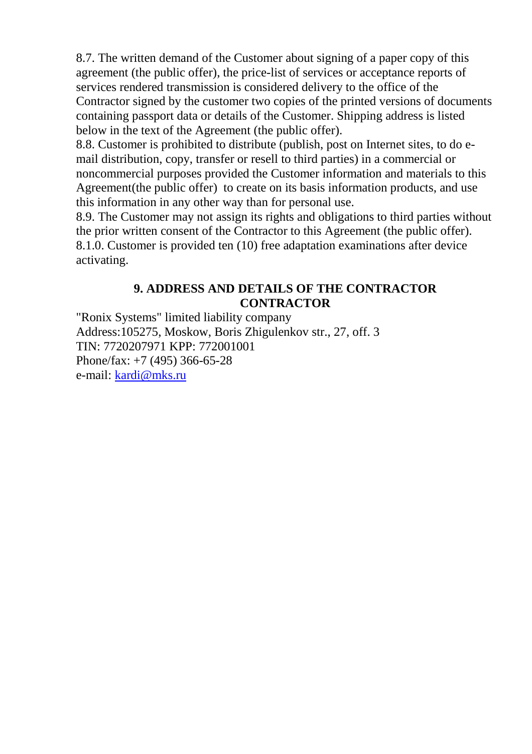8.7. The written demand of the Customer about signing of a paper copy of this agreement (the public offer), the price-list of services or acceptance reports of services rendered transmission is considered delivery to the office of the Contractor signed by the customer two copies of the printed versions of documents containing passport data or details of the Customer. Shipping address is listed below in the text of the Agreement (the public offer).

8.8. Customer is prohibited to distribute (publish, post on Internet sites, to do e-mail distribution, copy, transfer or resell to third parties) in a commercial or noncommercial purposes provided the Customer information and materials to this Agreement(the public offer) to create on its basis information products, and use this information in any other way than for personal use.

8.9. The Customer may not assign its rights and obligations to third parties without the prior written consent of the Contractor to this Agreement (the public offer).

8.1.0. Customer is provided ten (10) free adaptation examinations after device activating.

## 9. ADDRESS AND DETAILS OF THE CONTRACTOR

**CONTRACTOR**

"Ronix Systems" limited liability company
Address:105275, Moskow, Boris Zhigulenkov str., 27, off. 3
TIN: 7720207971 KPP: 772001001
Phone/fax: +7 (495) 366-65-28
e-mail: kardi@mks.ru